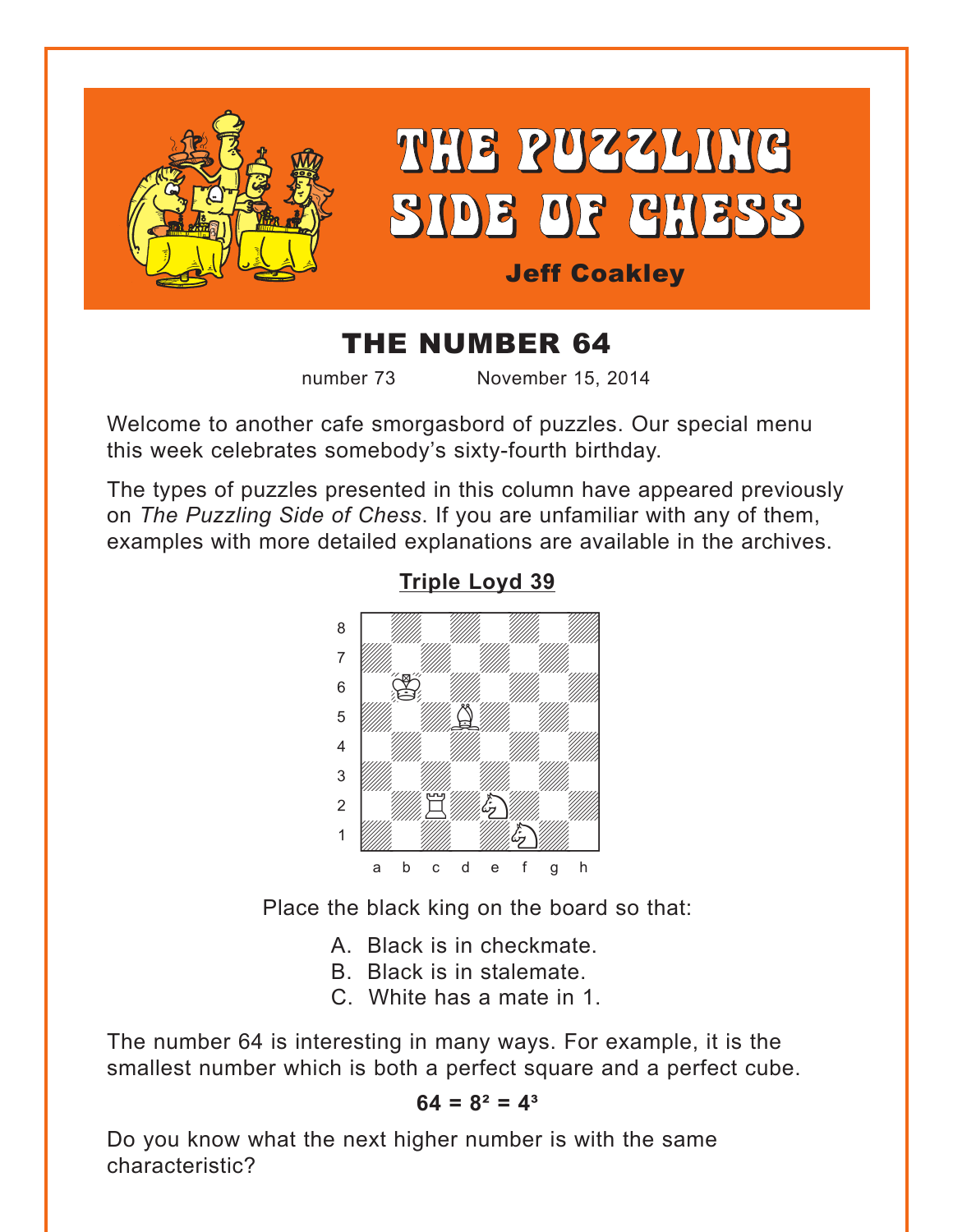# THE PUZZLING SIDE OF CHESS

**Jeff Coakley**

## THE NUMBER 64

number 73 November 15, 2014

Welcome to another cafe smorgasbord of puzzles. Our special menu this week celebrates somebody's sixty-fourth birthday.

The types of puzzles presented in this column have appeared previously on *The Puzzling Side of Chess*. If you are unfamiliar with any of them, examples with more detailed explanations are available in the archives.

**Triple Loyd 39**

Place the black king on the board so that:

A. Black is in checkmate.
B. Black is in stalemate.
C. White has a mate in 1.

The number 64 is interesting in many ways. For example, it is the smallest number which is both a perfect square and a perfect cube.

$$64 = 8^2 = 4^3$$

Do you know what the next higher number is with the same characteristic?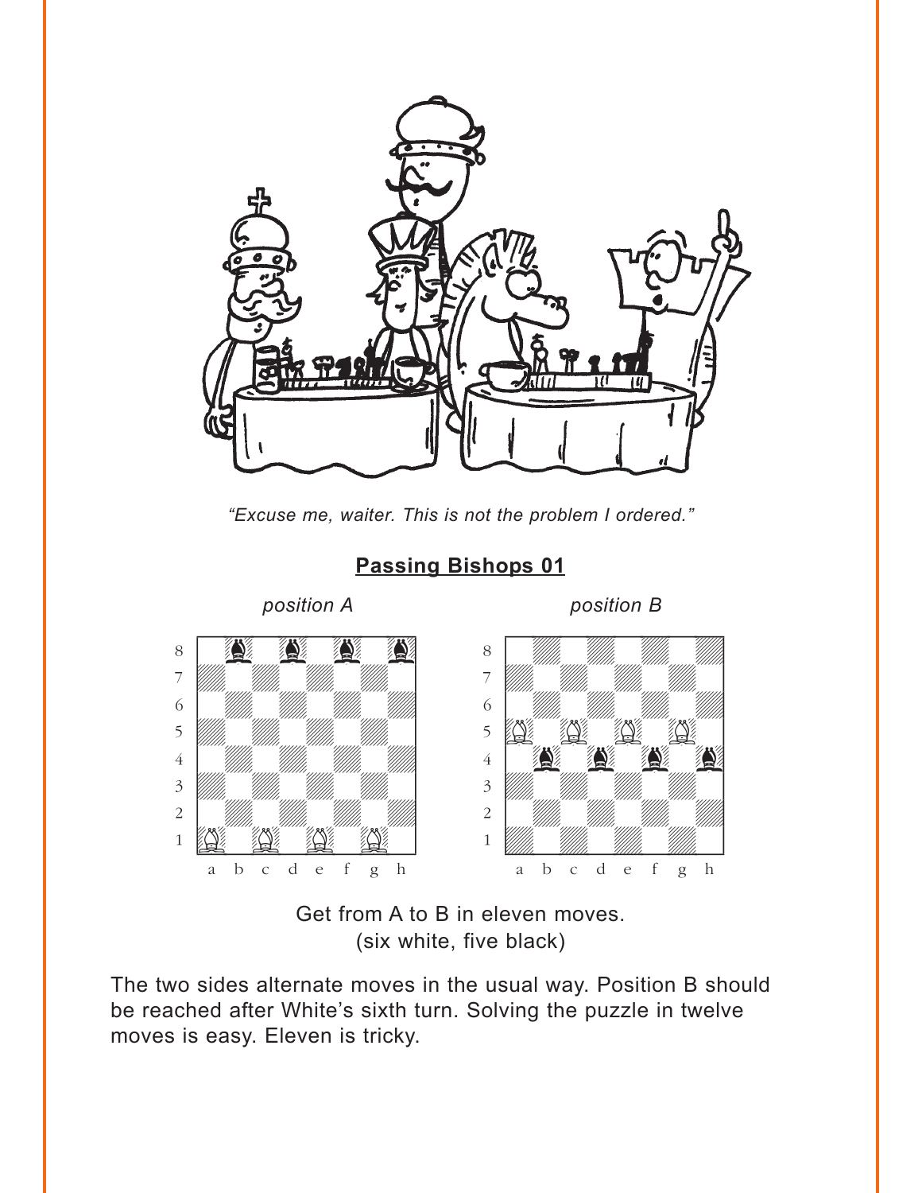*"Excuse me, waiter. This is not the problem I ordered."*

## Passing Bishops 01

*position A* | *position B*

Get from A to B in eleven moves.
(six white, five black)

The two sides alternate moves in the usual way. Position B should be reached after White's sixth turn. Solving the puzzle in twelve moves is easy. Eleven is tricky.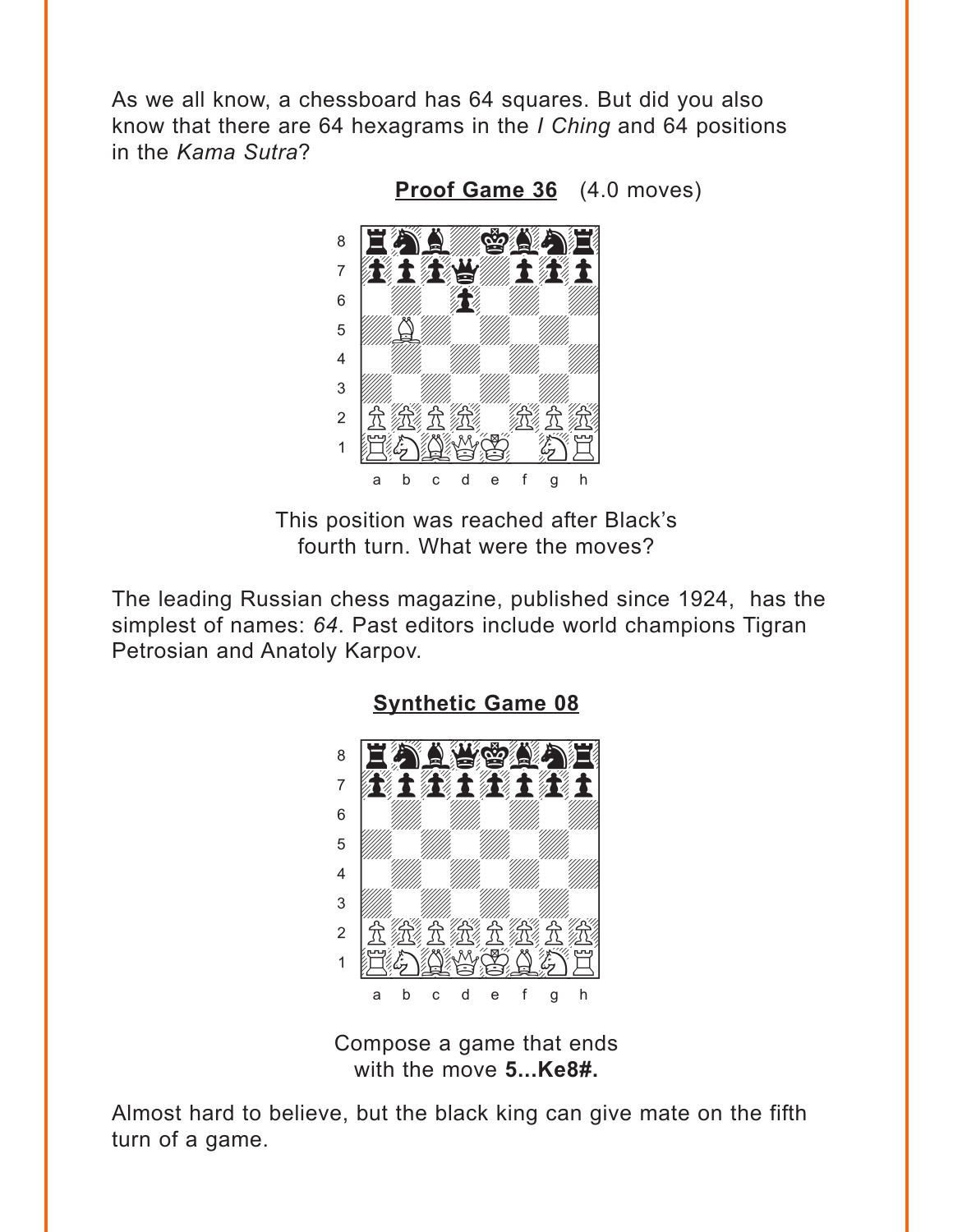As we all know, a chessboard has 64 squares. But did you also know that there are 64 hexagrams in the *I Ching* and 64 positions in the *Kama Sutra*?

**Proof Game 36** (4.0 moves)

This position was reached after Black's fourth turn. What were the moves?

The leading Russian chess magazine, published since 1924, has the simplest of names: *64*. Past editors include world champions Tigran Petrosian and Anatoly Karpov.

**Synthetic Game 08**

Compose a game that ends with the move **5...Ke8#.**

Almost hard to believe, but the black king can give mate on the fifth turn of a game.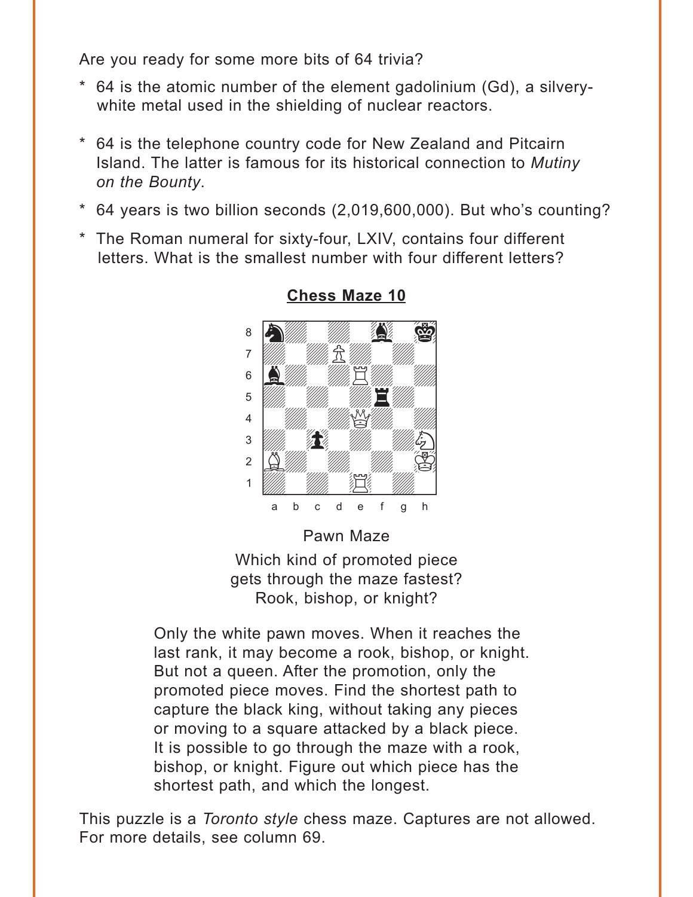Are you ready for some more bits of 64 trivia?

* 64 is the atomic number of the element gadolinium (Gd), a silvery-white metal used in the shielding of nuclear reactors.
* 64 is the telephone country code for New Zealand and Pitcairn Island. The latter is famous for its historical connection to *Mutiny on the Bounty*.
* 64 years is two billion seconds (2,019,600,000). But who's counting?
* The Roman numeral for sixty-four, LXIV, contains four different letters. What is the smallest number with four different letters?

**Chess Maze 10**

Pawn Maze

Which kind of promoted piece gets through the maze fastest? Rook, bishop, or knight?

Only the white pawn moves. When it reaches the last rank, it may become a rook, bishop, or knight. But not a queen. After the promotion, only the promoted piece moves. Find the shortest path to capture the black king, without taking any pieces or moving to a square attacked by a black piece. It is possible to go through the maze with a rook, bishop, or knight. Figure out which piece has the shortest path, and which the longest.

This puzzle is a *Toronto style* chess maze. Captures are not allowed. For more details, see column 69.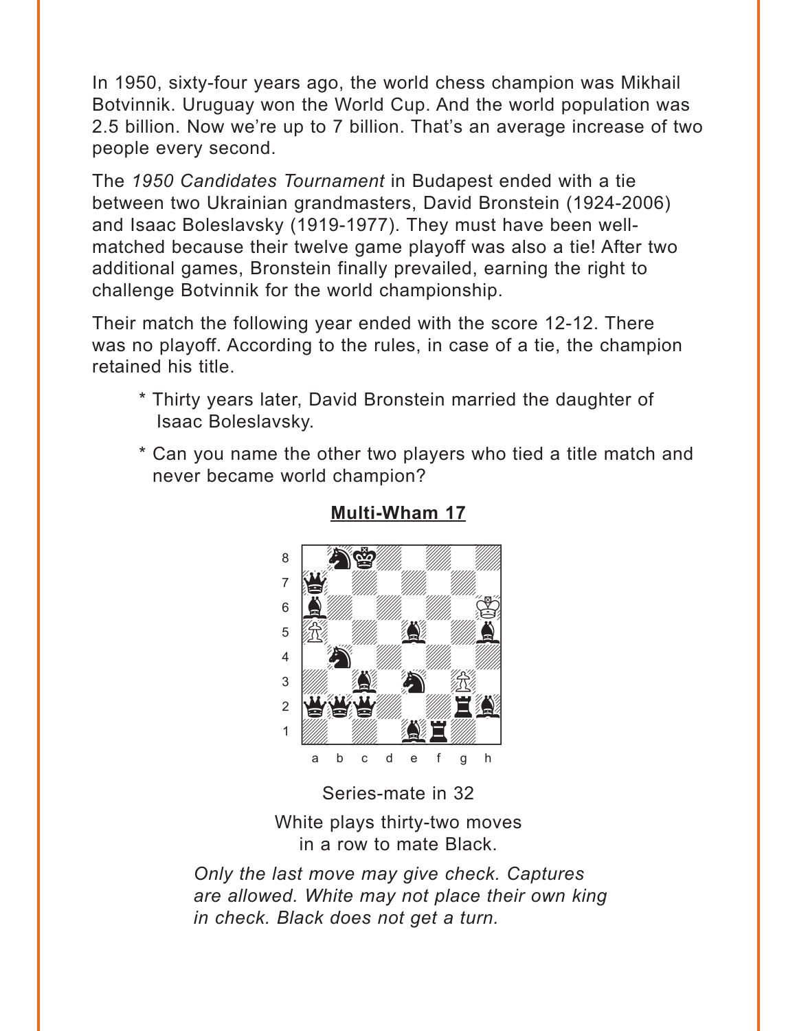In 1950, sixty-four years ago, the world chess champion was Mikhail Botvinnik. Uruguay won the World Cup. And the world population was 2.5 billion. Now we're up to 7 billion. That's an average increase of two people every second.

The *1950 Candidates Tournament* in Budapest ended with a tie between two Ukrainian grandmasters, David Bronstein (1924-2006) and Isaac Boleslavsky (1919-1977). They must have been well-matched because their twelve game playoff was also a tie! After two additional games, Bronstein finally prevailed, earning the right to challenge Botvinnik for the world championship.

Their match the following year ended with the score 12-12. There was no playoff. According to the rules, in case of a tie, the champion retained his title.

- * Thirty years later, David Bronstein married the daughter of Isaac Boleslavsky.
- * Can you name the other two players who tied a title match and never became world champion?

## Multi-Wham 17

Series-mate in 32

White plays thirty-two moves in a row to mate Black.

*Only the last move may give check. Captures are allowed. White may not place their own king in check. Black does not get a turn.*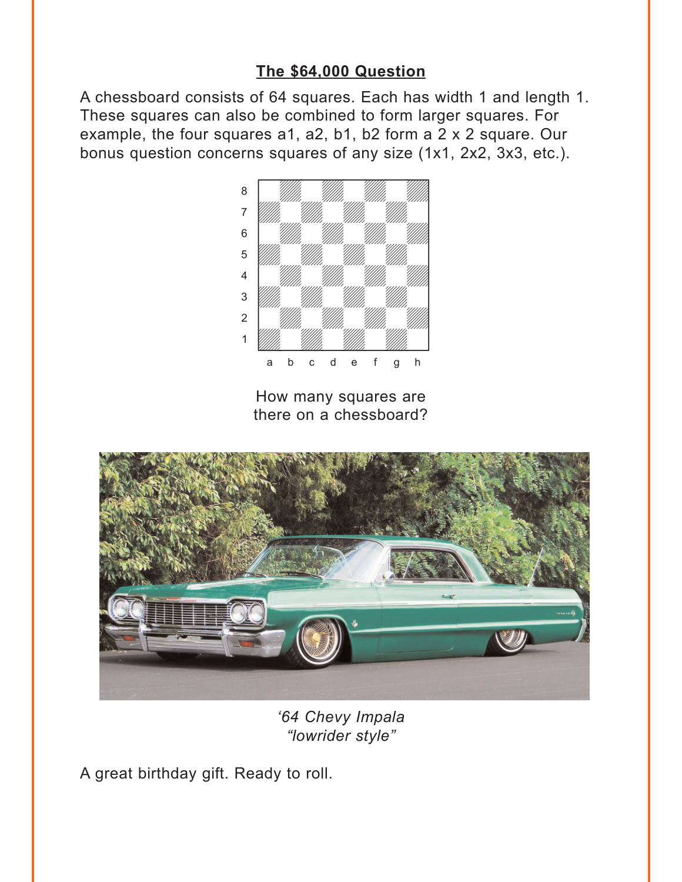## The $64,000 Question

A chessboard consists of 64 squares. Each has width 1 and length 1. These squares can also be combined to form larger squares. For example, the four squares a1, a2, b1, b2 form a 2 x 2 square. Our bonus question concerns squares of any size (1x1, 2x2, 3x3, etc.).

How many squares are there on a chessboard?

*'64 Chevy Impala*
*"lowrider style"*

A great birthday gift. Ready to roll.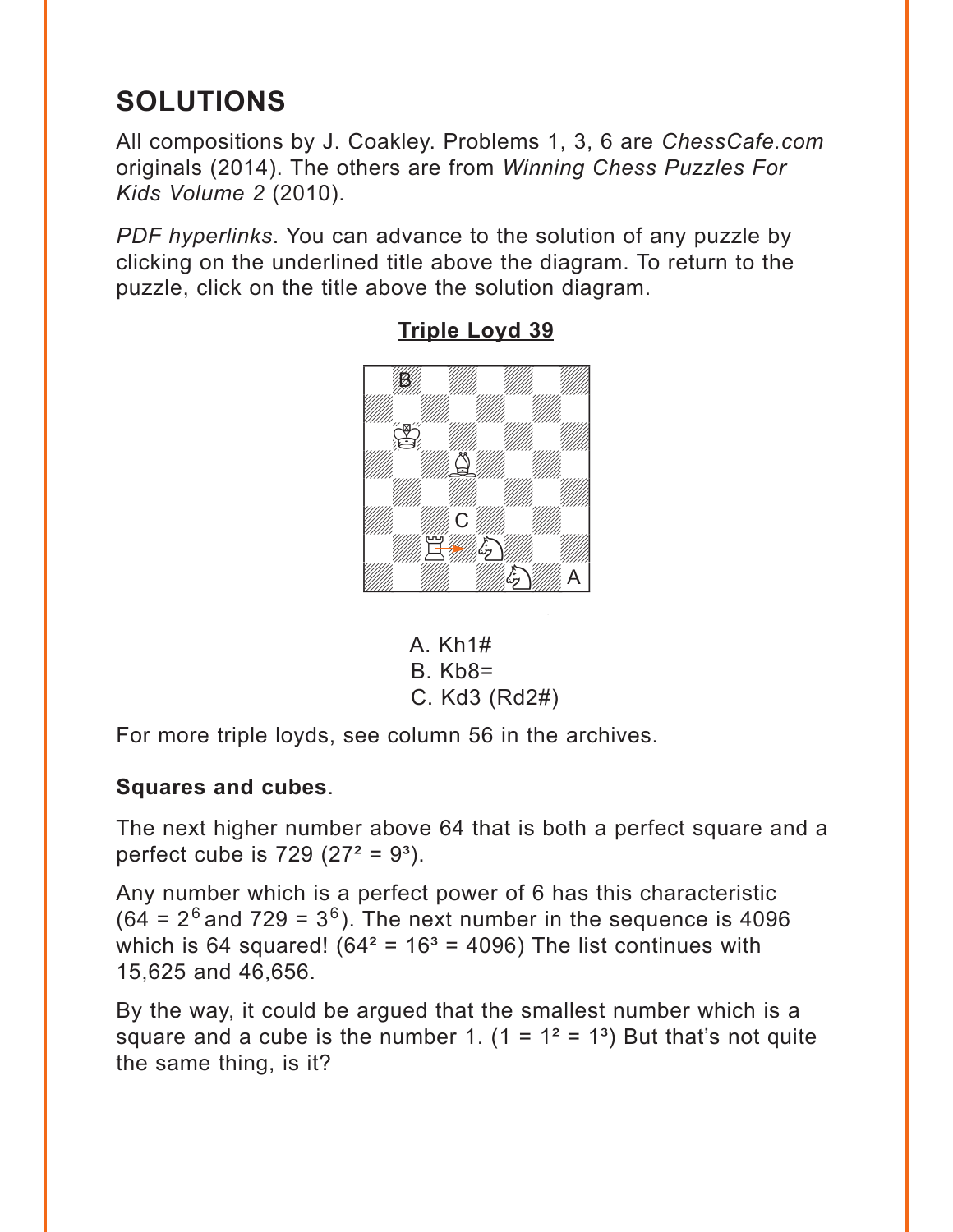## SOLUTIONS

All compositions by J. Coakley. Problems 1, 3, 6 are *ChessCafe.com* originals (2014). The others are from *Winning Chess Puzzles For Kids Volume 2* (2010).

*PDF hyperlinks*. You can advance to the solution of any puzzle by clicking on the underlined title above the diagram. To return to the puzzle, click on the title above the solution diagram.

**Triple Loyd 39**

A. Kh1#
B. Kb8=
C. Kd3 (Rd2#)

For more triple loyds, see column 56 in the archives.

**Squares and cubes**.

The next higher number above 64 that is both a perfect square and a perfect cube is 729 ($27^2 = 9^3$).

Any number which is a perfect power of 6 has this characteristic ($64 = 2^6$ and $729 = 3^6$). The next number in the sequence is 4096 which is 64 squared! ($64^2 = 16^3 = 4096$) The list continues with 15,625 and 46,656.

By the way, it could be argued that the smallest number which is a square and a cube is the number 1. ($1 = 1^2 = 1^3$) But that's not quite the same thing, is it?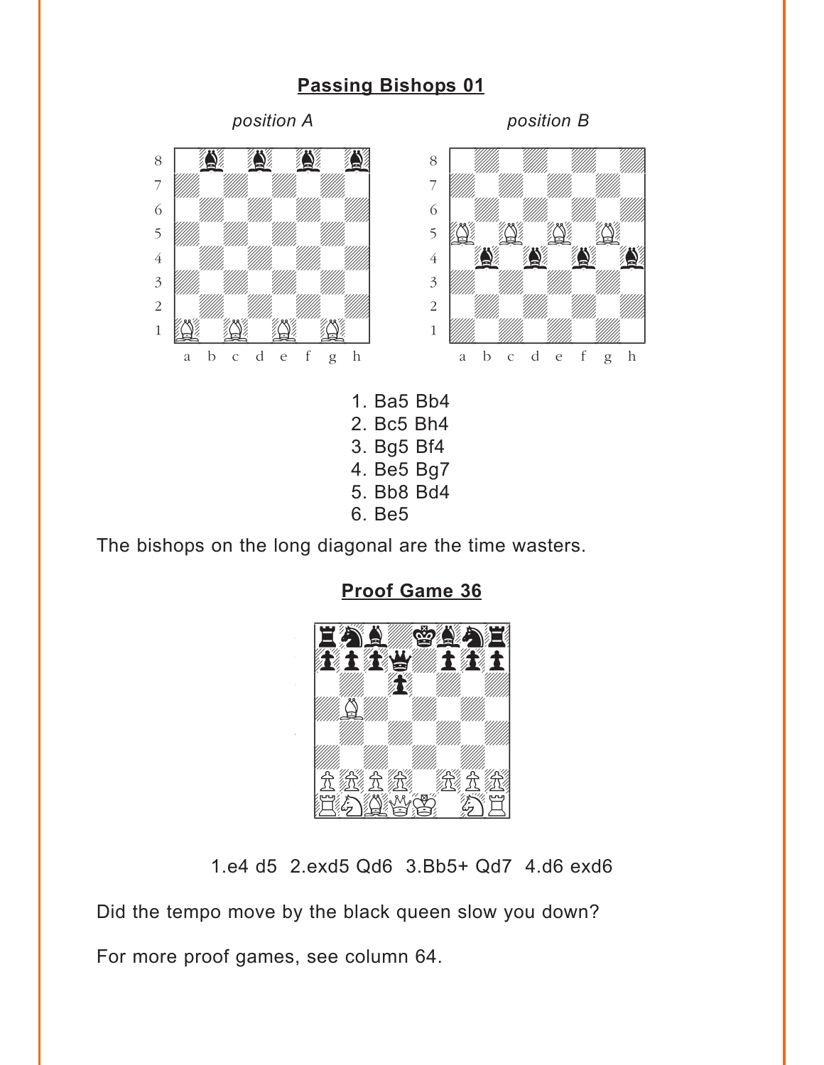## Passing Bishops 01

*position A* *position B*

1. Ba5 Bb4
2. Bc5 Bh4
3. Bg5 Bf4
4. Be5 Bg7
5. Bb8 Bd4
6. Be5

The bishops on the long diagonal are the time wasters.

## Proof Game 36

1.e4 d5 2.exd5 Qd6 3.Bb5+ Qd7 4.d6 exd6

Did the tempo move by the black queen slow you down?

For more proof games, see column 64.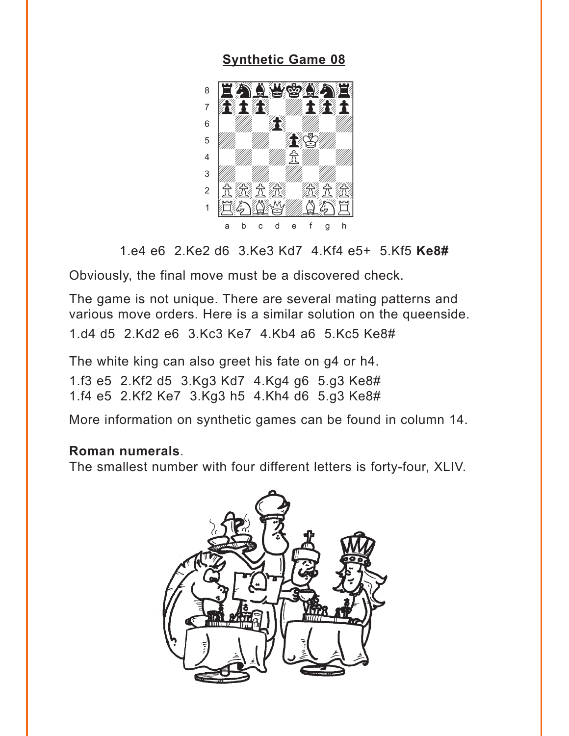## Synthetic Game 08

1.e4 e6 2.Ke2 d6 3.Ke3 Kd7 4.Kf4 e5+ 5.Kf5 **Ke8#**

Obviously, the final move must be a discovered check.

The game is not unique. There are several mating patterns and various move orders. Here is a similar solution on the queenside.

1.d4 d5 2.Kd2 e6 3.Kc3 Ke7 4.Kb4 a6 5.Kc5 Ke8#

The white king can also greet his fate on g4 or h4.

1.f3 e5 2.Kf2 d5 3.Kg3 Kd7 4.Kg4 g6 5.g3 Ke8#
1.f4 e5 2.Kf2 Ke7 3.Kg3 h5 4.Kh4 d6 5.g3 Ke8#

More information on synthetic games can be found in column 14.

**Roman numerals**.
The smallest number with four different letters is forty-four, XLIV.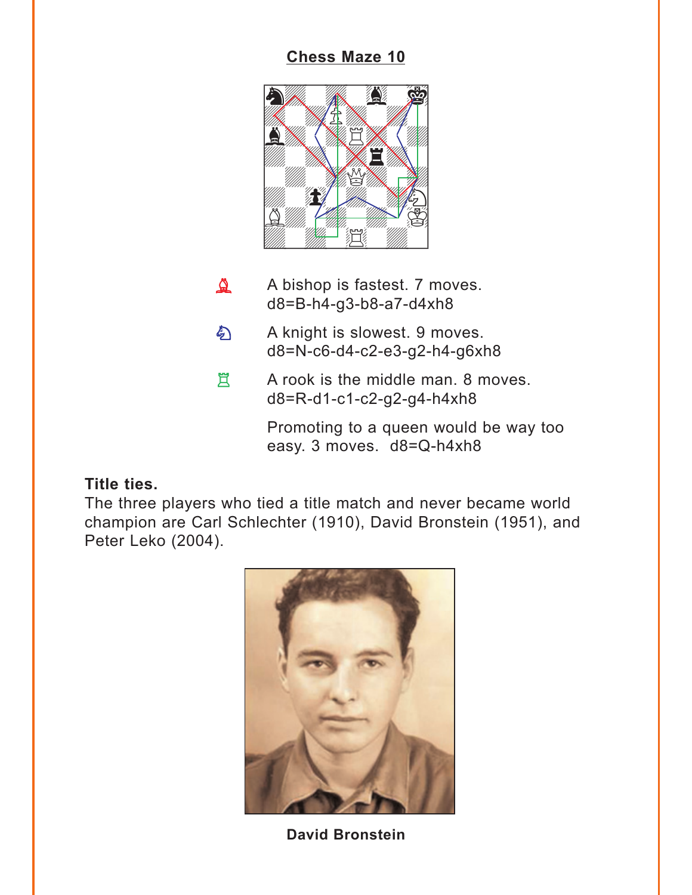# Chess Maze 10

A bishop is fastest. 7 moves.
d8=B-h4-g3-b8-a7-d4xh8

A knight is slowest. 9 moves.
d8=N-c6-d4-c2-e3-g2-h4-g6xh8

A rook is the middle man. 8 moves.
d8=R-d1-c1-c2-g2-g4-h4xh8

Promoting to a queen would be way too easy. 3 moves. d8=Q-h4xh8

**Title ties.**
The three players who tied a title match and never became world champion are Carl Schlechter (1910), David Bronstein (1951), and Peter Leko (2004).

**David Bronstein**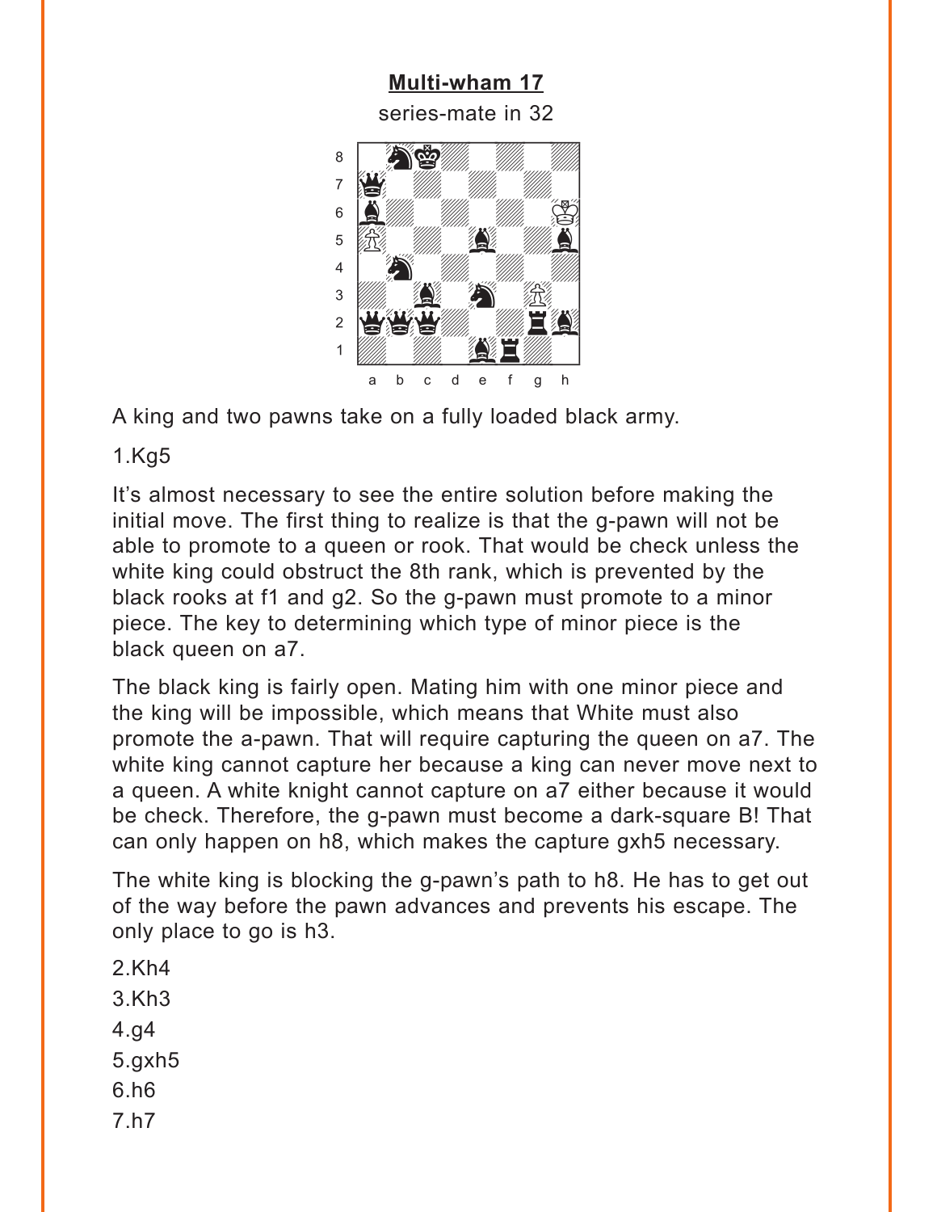**Multi-wham 17**

series-mate in 32

A king and two pawns take on a fully loaded black army.

1.Kg5

It's almost necessary to see the entire solution before making the initial move. The first thing to realize is that the g-pawn will not be able to promote to a queen or rook. That would be check unless the white king could obstruct the 8th rank, which is prevented by the black rooks at f1 and g2. So the g-pawn must promote to a minor piece. The key to determining which type of minor piece is the black queen on a7.

The black king is fairly open. Mating him with one minor piece and the king will be impossible, which means that White must also promote the a-pawn. That will require capturing the queen on a7. The white king cannot capture her because a king can never move next to a queen. A white knight cannot capture on a7 either because it would be check. Therefore, the g-pawn must become a dark-square B! That can only happen on h8, which makes the capture gxh5 necessary.

The white king is blocking the g-pawn's path to h8. He has to get out of the way before the pawn advances and prevents his escape. The only place to go is h3.

2.Kh4

3.Kh3

4.g4

5.gxh5

6.h6

7.h7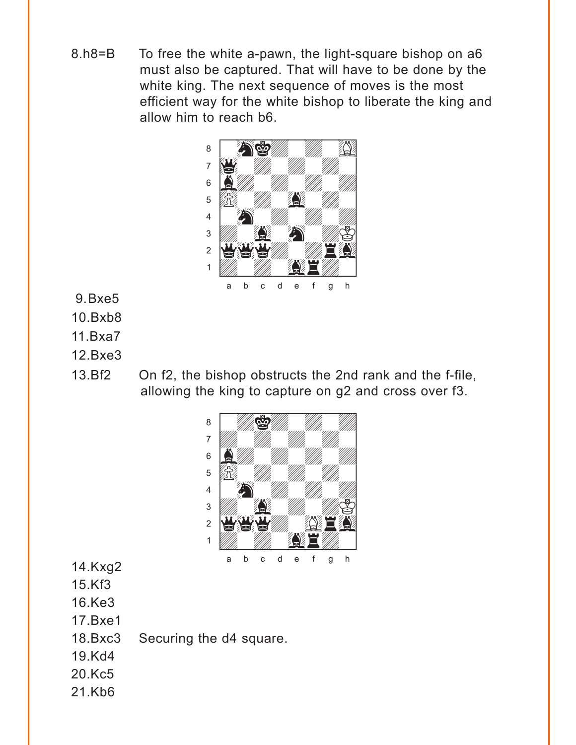8.h8=B To free the white a-pawn, the light-square bishop on a6 must also be captured. That will have to be done by the white king. The next sequence of moves is the most efficient way for the white bishop to liberate the king and allow him to reach b6.

9.Bxe5

10.Bxb8

11.Bxa7

12.Bxe3

13.Bf2 On f2, the bishop obstructs the 2nd rank and the f-file, allowing the king to capture on g2 and cross over f3.

14.Kxg2

15.Kf3

16.Ke3

17.Bxe1

18.Bxc3 Securing the d4 square.

19.Kd4

20.Kc5

21.Kb6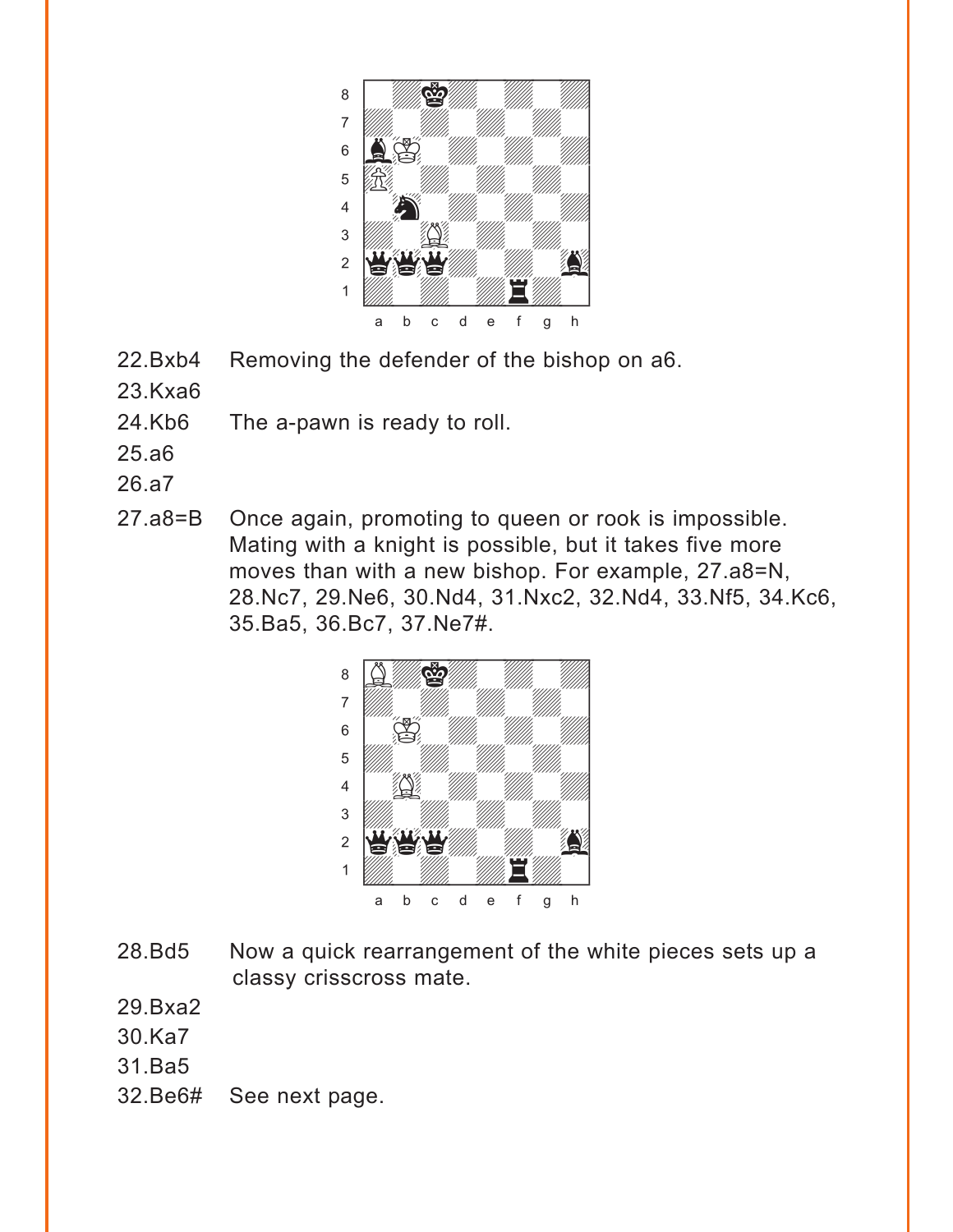| | |
|---|---|
| 22.Bxb4 | Removing the defender of the bishop on a6. |
| 23.Kxa6 | |
| 24.Kb6 | The a-pawn is ready to roll. |
| 25.a6 | |
| 26.a7 | |
| 27.a8=B | Once again, promoting to queen or rook is impossible. Mating with a knight is possible, but it takes five more moves than with a new bishop. For example, 27.a8=N, 28.Nc7, 29.Ne6, 30.Nd4, 31.Nxc2, 32.Nd4, 33.Nf5, 34.Kc6, 35.Ba5, 36.Bc7, 37.Ne7#. |

| | |
|---|---|
| 28.Bd5 | Now a quick rearrangement of the white pieces sets up a classy crisscross mate. |
| 29.Bxa2 | |
| 30.Ka7 | |
| 31.Ba5 | |
| 32.Be6# | See next page. |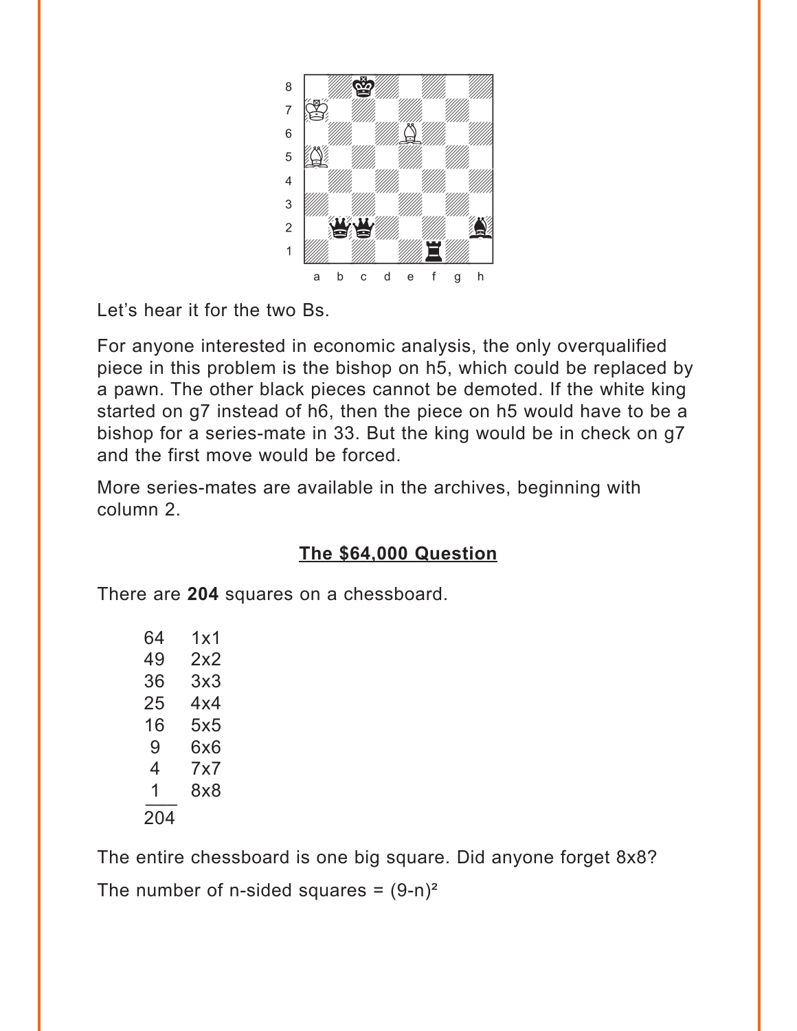Let's hear it for the two Bs.

For anyone interested in economic analysis, the only overqualified piece in this problem is the bishop on h5, which could be replaced by a pawn. The other black pieces cannot be demoted. If the white king started on g7 instead of h6, then the piece on h5 would have to be a bishop for a series-mate in 33. But the king would be in check on g7 and the first move would be forced.

More series-mates are available in the archives, beginning with column 2.

## The $64,000 Question

There are **204** squares on a chessboard.

| | |
|---|---|
| 64 | 1x1 |
| 49 | 2x2 |
| 36 | 3x3 |
| 25 | 4x4 |
| 16 | 5x5 |
| 9 | 6x6 |
| 4 | 7x7 |
| 1 | 8x8 |
| 204 | |

The entire chessboard is one big square. Did anyone forget 8x8?

The number of n-sided squares = $(9-n)^2$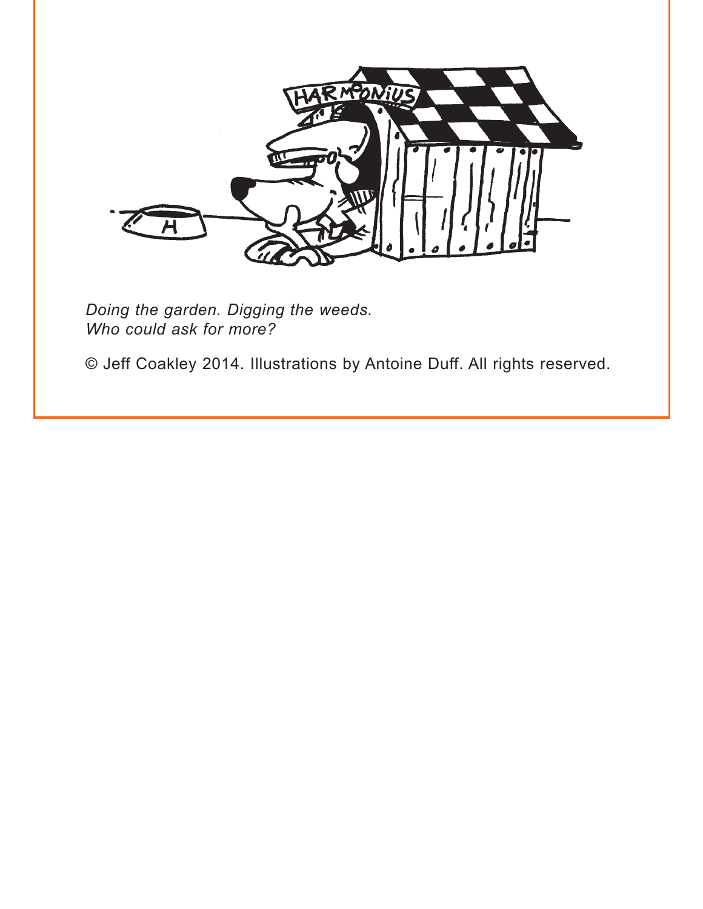*Doing the garden. Digging the weeds.*
*Who could ask for more?*

© Jeff Coakley 2014. Illustrations by Antoine Duff. All rights reserved.